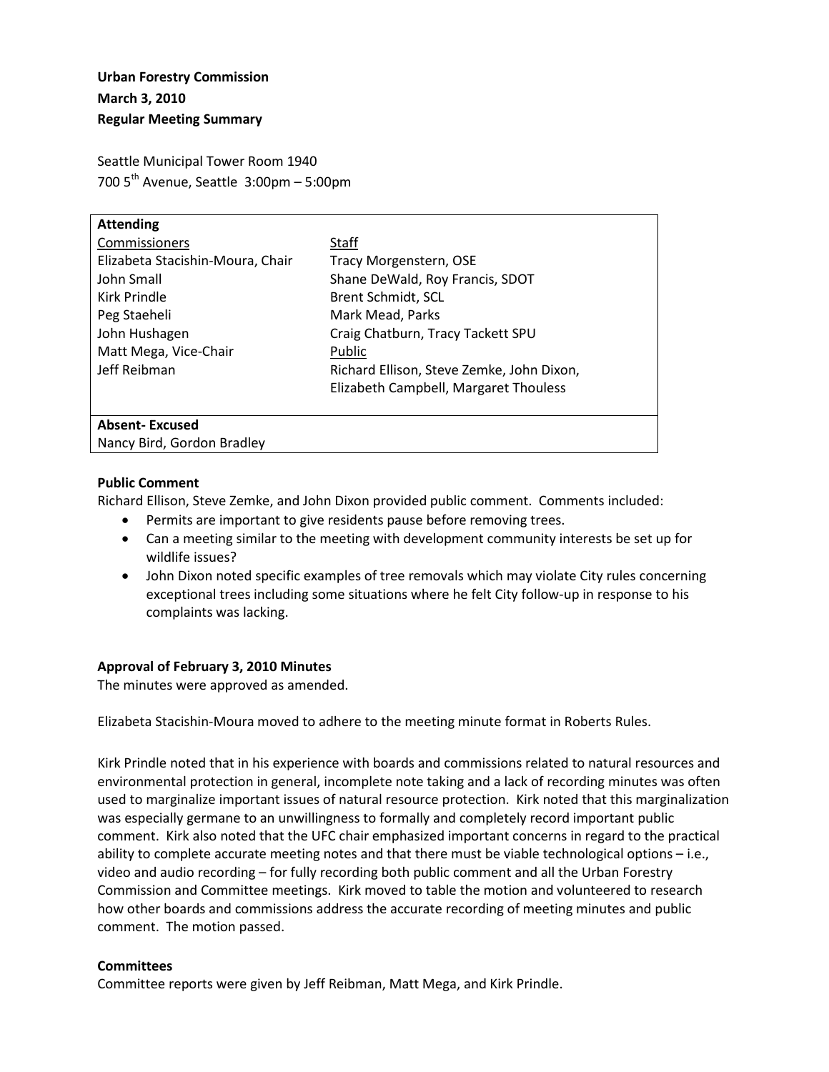**Urban Forestry Commission**
**March 3, 2010**
**Regular Meeting Summary**

Seattle Municipal Tower Room 1940
700 5th Avenue, Seattle 3:00pm – 5:00pm

| **Attending** | |
|---|---|
| Commissioners | Staff |
| Elizabeta Stacishin-Moura, Chair | Tracy Morgenstern, OSE |
| John Small | Shane DeWald, Roy Francis, SDOT |
| Kirk Prindle | Brent Schmidt, SCL |
| Peg Staeheli | Mark Mead, Parks |
| John Hushagen | Craig Chatburn, Tracy Tackett SPU |
| Matt Mega, Vice-Chair | Public |
| Jeff Reibman | Richard Ellison, Steve Zemke, John Dixon, Elizabeth Campbell, Margaret Thouless |
| **Absent- Excused** | |
| Nancy Bird, Gordon Bradley | |

**Public Comment**
Richard Ellison, Steve Zemke, and John Dixon provided public comment. Comments included:

- Permits are important to give residents pause before removing trees.
- Can a meeting similar to the meeting with development community interests be set up for wildlife issues?
- John Dixon noted specific examples of tree removals which may violate City rules concerning exceptional trees including some situations where he felt City follow-up in response to his complaints was lacking.

**Approval of February 3, 2010 Minutes**
The minutes were approved as amended.

Elizabeta Stacishin-Moura moved to adhere to the meeting minute format in Roberts Rules.

Kirk Prindle noted that in his experience with boards and commissions related to natural resources and environmental protection in general, incomplete note taking and a lack of recording minutes was often used to marginalize important issues of natural resource protection. Kirk noted that this marginalization was especially germane to an unwillingness to formally and completely record important public comment. Kirk also noted that the UFC chair emphasized important concerns in regard to the practical ability to complete accurate meeting notes and that there must be viable technological options – i.e., video and audio recording – for fully recording both public comment and all the Urban Forestry Commission and Committee meetings. Kirk moved to table the motion and volunteered to research how other boards and commissions address the accurate recording of meeting minutes and public comment. The motion passed.

**Committees**
Committee reports were given by Jeff Reibman, Matt Mega, and Kirk Prindle.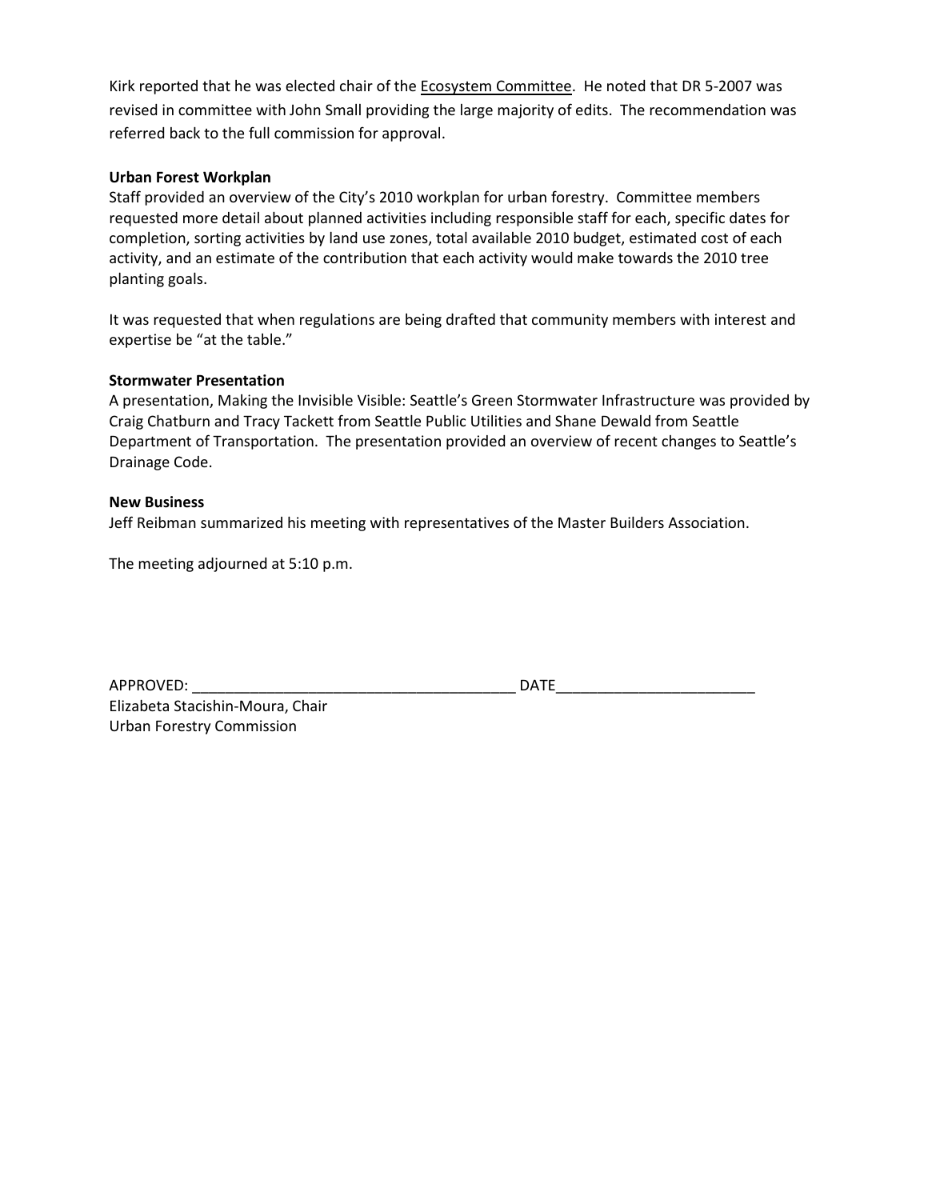Kirk reported that he was elected chair of the Ecosystem Committee. He noted that DR 5-2007 was revised in committee with John Small providing the large majority of edits. The recommendation was referred back to the full commission for approval.

**Urban Forest Workplan**
Staff provided an overview of the City's 2010 workplan for urban forestry. Committee members requested more detail about planned activities including responsible staff for each, specific dates for completion, sorting activities by land use zones, total available 2010 budget, estimated cost of each activity, and an estimate of the contribution that each activity would make towards the 2010 tree planting goals.

It was requested that when regulations are being drafted that community members with interest and expertise be "at the table."

**Stormwater Presentation**
A presentation, Making the Invisible Visible: Seattle's Green Stormwater Infrastructure was provided by Craig Chatburn and Tracy Tackett from Seattle Public Utilities and Shane Dewald from Seattle Department of Transportation. The presentation provided an overview of recent changes to Seattle's Drainage Code.

**New Business**
Jeff Reibman summarized his meeting with representatives of the Master Builders Association.

The meeting adjourned at 5:10 p.m.

APPROVED: _______________________________________ DATE________________________
Elizabeta Stacishin-Moura, Chair
Urban Forestry Commission